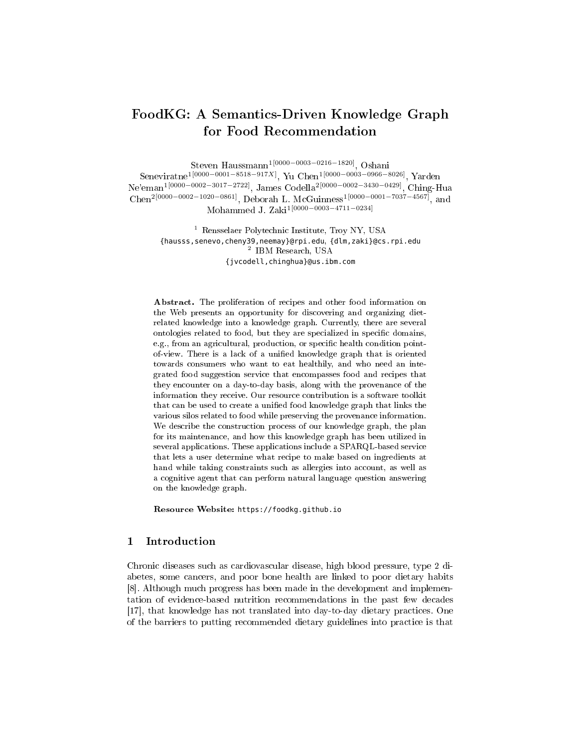# FoodKG: A Semantics-Driven Knowledge Graph for Food Recommendation

Steven Haussmann[1[0000−0003−0216−1820]], Oshani Seneviratne[1[0000−0001−8518−917X]], Yu Chen[1[0000−0003−0966−8026]], Yarden Ne'eman[1[0000−0002−3017−2722]], James Codella[2[0000−0002−3430−0429]], Ching-Hua Chen[2[0000−0002−1020−0861]], Deborah L. McGuinness[1[0000−0001−7037−4567]], and Mohammed J. Zaki[1[0000−0003−4711−0234]]

[1] Rensselaer Polytechnic Institute, Troy NY, USA
{hausss,senevo,cheny39,neemay}@rpi.edu, {dlm,zaki}@cs.rpi.edu
[2] IBM Research, USA
{jvcodell,chinghua}@us.ibm.com

**Abstract.** The proliferation of recipes and other food information on the Web presents an opportunity for discovering and organizing diet-related knowledge into a knowledge graph. Currently, there are several ontologies related to food, but they are specialized in specific domains, e.g., from an agricultural, production, or specific health condition point-of-view. There is a lack of a unified knowledge graph that is oriented towards consumers who want to eat healthily, and who need an integrated food suggestion service that encompasses food and recipes that they encounter on a day-to-day basis, along with the provenance of the information they receive. Our resource contribution is a software toolkit that can be used to create a unified food knowledge graph that links the various silos related to food while preserving the provenance information. We describe the construction process of our knowledge graph, the plan for its maintenance, and how this knowledge graph has been utilized in several applications. These applications include a SPARQL-based service that lets a user determine what recipe to make based on ingredients at hand while taking constraints such as allergies into account, as well as a cognitive agent that can perform natural language question answering on the knowledge graph.

**Resource Website:** https://foodkg.github.io

## 1 Introduction

Chronic diseases such as cardiovascular disease, high blood pressure, type 2 diabetes, some cancers, and poor bone health are linked to poor dietary habits [8]. Although much progress has been made in the development and implementation of evidence-based nutrition recommendations in the past few decades [17], that knowledge has not translated into day-to-day dietary practices. One of the barriers to putting recommended dietary guidelines into practice is that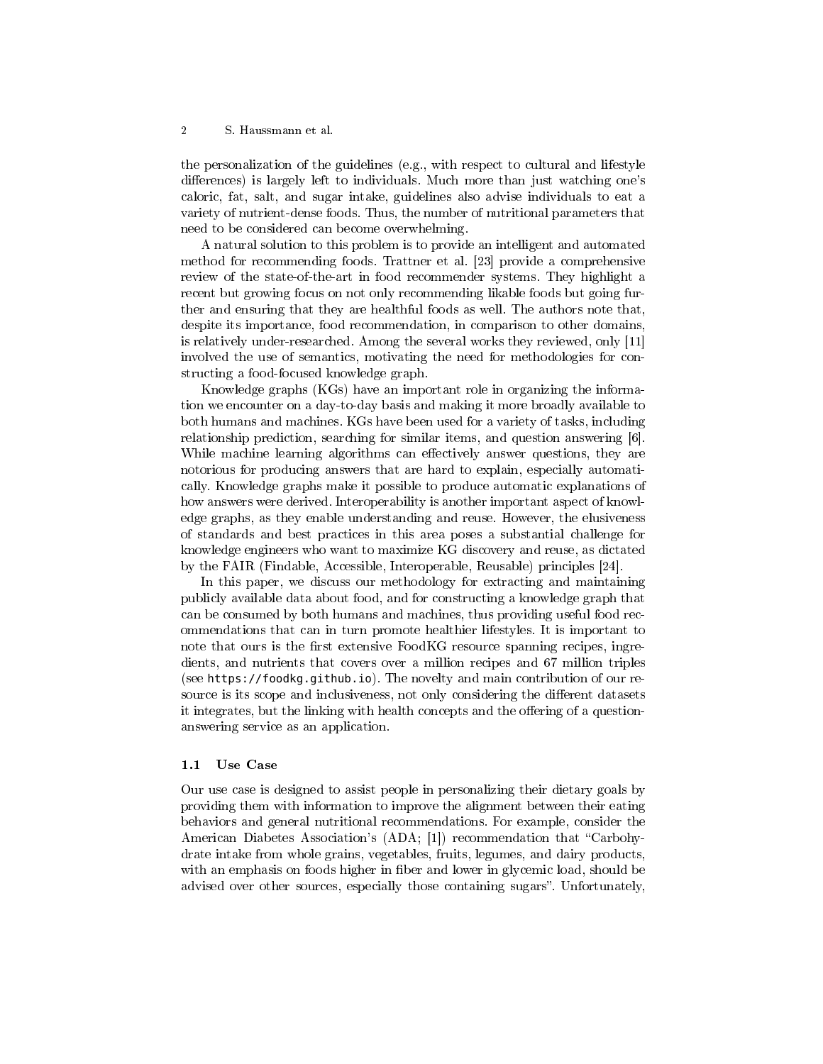the personalization of the guidelines (e.g., with respect to cultural and lifestyle differences) is largely left to individuals. Much more than just watching one's caloric, fat, salt, and sugar intake, guidelines also advise individuals to eat a variety of nutrient-dense foods. Thus, the number of nutritional parameters that need to be considered can become overwhelming.

A natural solution to this problem is to provide an intelligent and automated method for recommending foods. Trattner et al. [23] provide a comprehensive review of the state-of-the-art in food recommender systems. They highlight a recent but growing focus on not only recommending likable foods but going further and ensuring that they are healthful foods as well. The authors note that, despite its importance, food recommendation, in comparison to other domains, is relatively under-researched. Among the several works they reviewed, only [11] involved the use of semantics, motivating the need for methodologies for constructing a food-focused knowledge graph.

Knowledge graphs (KGs) have an important role in organizing the information we encounter on a day-to-day basis and making it more broadly available to both humans and machines. KGs have been used for a variety of tasks, including relationship prediction, searching for similar items, and question answering [6]. While machine learning algorithms can effectively answer questions, they are notorious for producing answers that are hard to explain, especially automatically. Knowledge graphs make it possible to produce automatic explanations of how answers were derived. Interoperability is another important aspect of knowledge graphs, as they enable understanding and reuse. However, the elusiveness of standards and best practices in this area poses a substantial challenge for knowledge engineers who want to maximize KG discovery and reuse, as dictated by the FAIR (Findable, Accessible, Interoperable, Reusable) principles [24].

In this paper, we discuss our methodology for extracting and maintaining publicly available data about food, and for constructing a knowledge graph that can be consumed by both humans and machines, thus providing useful food recommendations that can in turn promote healthier lifestyles. It is important to note that ours is the first extensive FoodKG resource spanning recipes, ingredients, and nutrients that covers over a million recipes and 67 million triples (see `https://foodkg.github.io`). The novelty and main contribution of our resource is its scope and inclusiveness, not only considering the different datasets it integrates, but the linking with health concepts and the offering of a question-answering service as an application.

### 1.1 Use Case

Our use case is designed to assist people in personalizing their dietary goals by providing them with information to improve the alignment between their eating behaviors and general nutritional recommendations. For example, consider the American Diabetes Association's (ADA; [1]) recommendation that "Carbohydrate intake from whole grains, vegetables, fruits, legumes, and dairy products, with an emphasis on foods higher in fiber and lower in glycemic load, should be advised over other sources, especially those containing sugars". Unfortunately,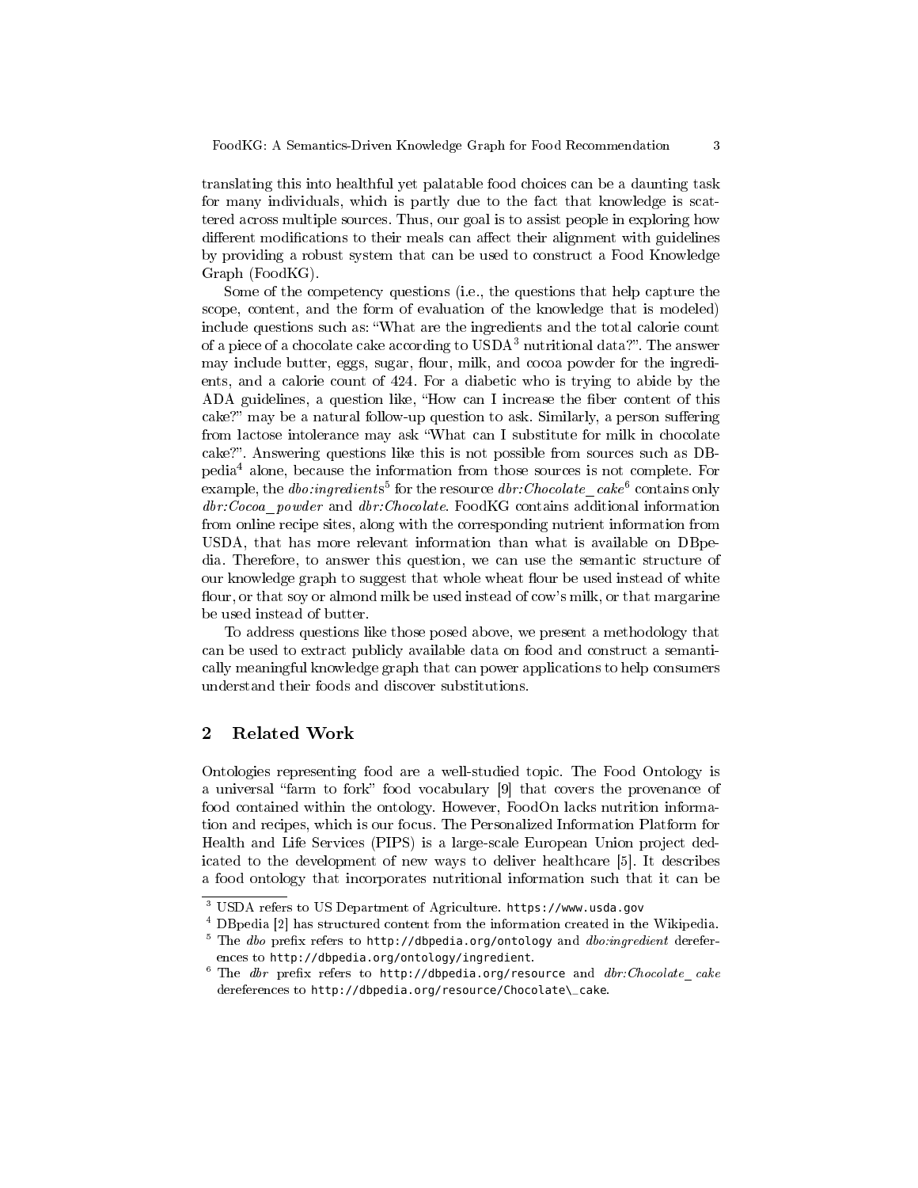translating this into healthful yet palatable food choices can be a daunting task for many individuals, which is partly due to the fact that knowledge is scattered across multiple sources. Thus, our goal is to assist people in exploring how different modifications to their meals can affect their alignment with guidelines by providing a robust system that can be used to construct a Food Knowledge Graph (FoodKG).

Some of the competency questions (i.e., the questions that help capture the scope, content, and the form of evaluation of the knowledge that is modeled) include questions such as: "What are the ingredients and the total calorie count of a piece of a chocolate cake according to USDA[3] nutritional data?". The answer may include butter, eggs, sugar, flour, milk, and cocoa powder for the ingredients, and a calorie count of 424. For a diabetic who is trying to abide by the ADA guidelines, a question like, "How can I increase the fiber content of this cake?" may be a natural follow-up question to ask. Similarly, a person suffering from lactose intolerance may ask "What can I substitute for milk in chocolate cake?". Answering questions like this is not possible from sources such as DBpedia[4] alone, because the information from those sources is not complete. For example, the *dbo:ingredients*[5] for the resource *dbr:Chocolate_cake*[6] contains only *dbr:Cocoa_powder* and *dbr:Chocolate*. FoodKG contains additional information from online recipe sites, along with the corresponding nutrient information from USDA, that has more relevant information than what is available on DBpedia. Therefore, to answer this question, we can use the semantic structure of our knowledge graph to suggest that whole wheat flour be used instead of white flour, or that soy or almond milk be used instead of cow's milk, or that margarine be used instead of butter.

To address questions like those posed above, we present a methodology that can be used to extract publicly available data on food and construct a semantically meaningful knowledge graph that can power applications to help consumers understand their foods and discover substitutions.

## 2 Related Work

Ontologies representing food are a well-studied topic. The Food Ontology is a universal "farm to fork" food vocabulary [9] that covers the provenance of food contained within the ontology. However, FoodOn lacks nutrition information and recipes, which is our focus. The Personalized Information Platform for Health and Life Services (PIPS) is a large-scale European Union project dedicated to the development of new ways to deliver healthcare [5]. It describes a food ontology that incorporates nutritional information such that it can be

---

[3] USDA refers to US Department of Agriculture. https://www.usda.gov

[4] DBpedia [2] has structured content from the information created in the Wikipedia.

[5] The *dbo* prefix refers to http://dbpedia.org/ontology and *dbo:ingredient* dereferences to http://dbpedia.org/ontology/ingredient.

[6] The *dbr* prefix refers to http://dbpedia.org/resource and *dbr:Chocolate_cake* dereferences to http://dbpedia.org/resource/Chocolate\_cake.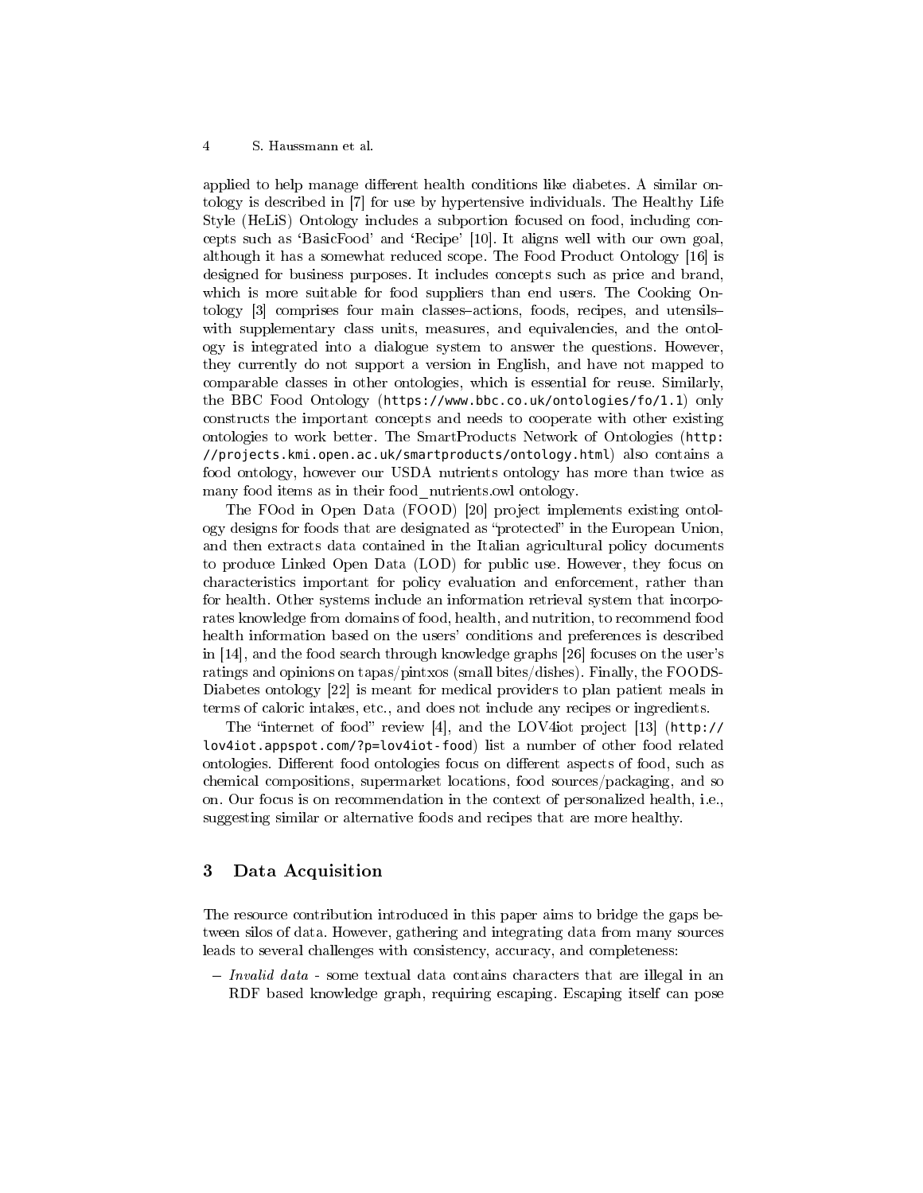applied to help manage different health conditions like diabetes. A similar ontology is described in [7] for use by hypertensive individuals. The Healthy Life Style (HeLiS) Ontology includes a subportion focused on food, including concepts such as 'BasicFood' and 'Recipe' [10]. It aligns well with our own goal, although it has a somewhat reduced scope. The Food Product Ontology [16] is designed for business purposes. It includes concepts such as price and brand, which is more suitable for food suppliers than end users. The Cooking Ontology [3] comprises four main classes–actions, foods, recipes, and utensils– with supplementary class units, measures, and equivalencies, and the ontology is integrated into a dialogue system to answer the questions. However, they currently do not support a version in English, and have not mapped to comparable classes in other ontologies, which is essential for reuse. Similarly, the BBC Food Ontology (`https://www.bbc.co.uk/ontologies/fo/1.1`) only constructs the important concepts and needs to cooperate with other existing ontologies to work better. The SmartProducts Network of Ontologies (`http://projects.kmi.open.ac.uk/smartproducts/ontology.html`) also contains a food ontology, however our USDA nutrients ontology has more than twice as many food items as in their food_nutrients.owl ontology.

The FOod in Open Data (FOOD) [20] project implements existing ontology designs for foods that are designated as "protected" in the European Union, and then extracts data contained in the Italian agricultural policy documents to produce Linked Open Data (LOD) for public use. However, they focus on characteristics important for policy evaluation and enforcement, rather than for health. Other systems include an information retrieval system that incorporates knowledge from domains of food, health, and nutrition, to recommend food health information based on the users' conditions and preferences is described in [14], and the food search through knowledge graphs [26] focuses on the user's ratings and opinions on tapas/pintxos (small bites/dishes). Finally, the FOODS-Diabetes ontology [22] is meant for medical providers to plan patient meals in terms of caloric intakes, etc., and does not include any recipes or ingredients.

The "internet of food" review [4], and the LOV4iot project [13] (`http://lov4iot.appspot.com/?p=lov4iot-food`) list a number of other food related ontologies. Different food ontologies focus on different aspects of food, such as chemical compositions, supermarket locations, food sources/packaging, and so on. Our focus is on recommendation in the context of personalized health, i.e., suggesting similar or alternative foods and recipes that are more healthy.

## 3 Data Acquisition

The resource contribution introduced in this paper aims to bridge the gaps between silos of data. However, gathering and integrating data from many sources leads to several challenges with consistency, accuracy, and completeness:

- *Invalid data* - some textual data contains characters that are illegal in an RDF based knowledge graph, requiring escaping. Escaping itself can pose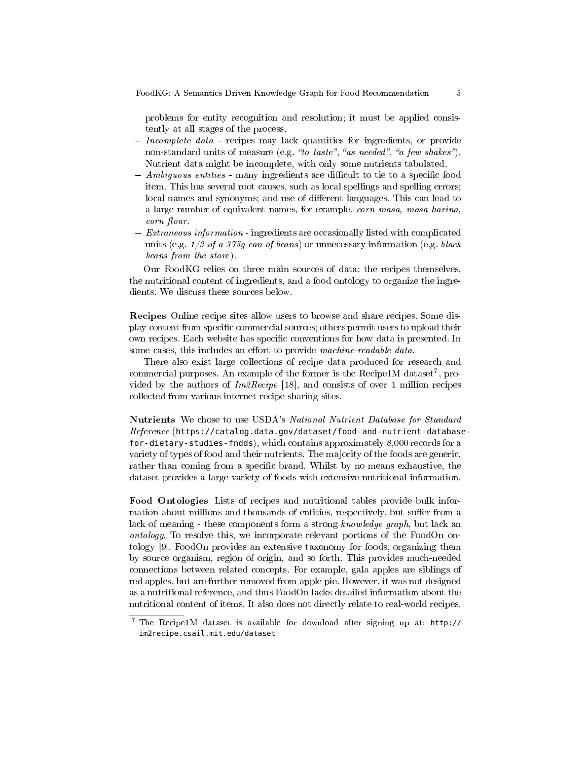problems for entity recognition and resolution; it must be applied consistently at all stages of the process.

- *Incomplete data* - recipes may lack quantities for ingredients, or provide non-standard units of measure (e.g. *"to taste"*, *"as needed"*, *"a few shakes"*). Nutrient data might be incomplete, with only some nutrients tabulated.
- *Ambiguous entities* - many ingredients are difficult to tie to a specific food item. This has several root causes, such as local spellings and spelling errors; local names and synonyms; and use of different languages. This can lead to a large number of equivalent names, for example, *corn masa, masa harina, corn flour*.
- *Extraneous information* - ingredients are occasionally listed with complicated units (e.g. *1/3 of a 375g can of beans*) or unnecessary information (e.g. *black beans from the store*).

Our FoodKG relies on three main sources of data: the recipes themselves, the nutritional content of ingredients, and a food ontology to organize the ingredients. We discuss these sources below.

**Recipes** Online recipe sites allow users to browse and share recipes. Some display content from specific commercial sources; others permit users to upload their own recipes. Each website has specific conventions for how data is presented. In some cases, this includes an effort to provide *machine-readable data*.

There also exist large collections of recipe data produced for research and commercial purposes. An example of the former is the Recipe1M dataset[7], provided by the authors of *Im2Recipe* [18], and consists of over 1 million recipes collected from various internet recipe sharing sites.

**Nutrients** We chose to use USDA's *National Nutrient Database for Standard Reference* (https://catalog.data.gov/dataset/food-and-nutrient-database-for-dietary-studies-fndds), which contains approximately 8,000 records for a variety of types of food and their nutrients. The majority of the foods are generic, rather than coming from a specific brand. Whilst by no means exhaustive, the dataset provides a large variety of foods with extensive nutritional information.

**Food Ontologies** Lists of recipes and nutritional tables provide bulk information about millions and thousands of entities, respectively, but suffer from a lack of meaning - these components form a strong *knowledge graph*, but lack an *ontology*. To resolve this, we incorporate relevant portions of the FoodOn ontology [9]. FoodOn provides an extensive taxonomy for foods, organizing them by source organism, region of origin, and so forth. This provides much-needed connections between related concepts. For example, gala apples are siblings of red apples, but are further removed from apple pie. However, it was not designed as a nutritional reference, and thus FoodOn lacks detailed information about the nutritional content of items. It also does not directly relate to real-world recipes.

[7] The Recipe1M dataset is available for download after signing up at: http://im2recipe.csail.mit.edu/dataset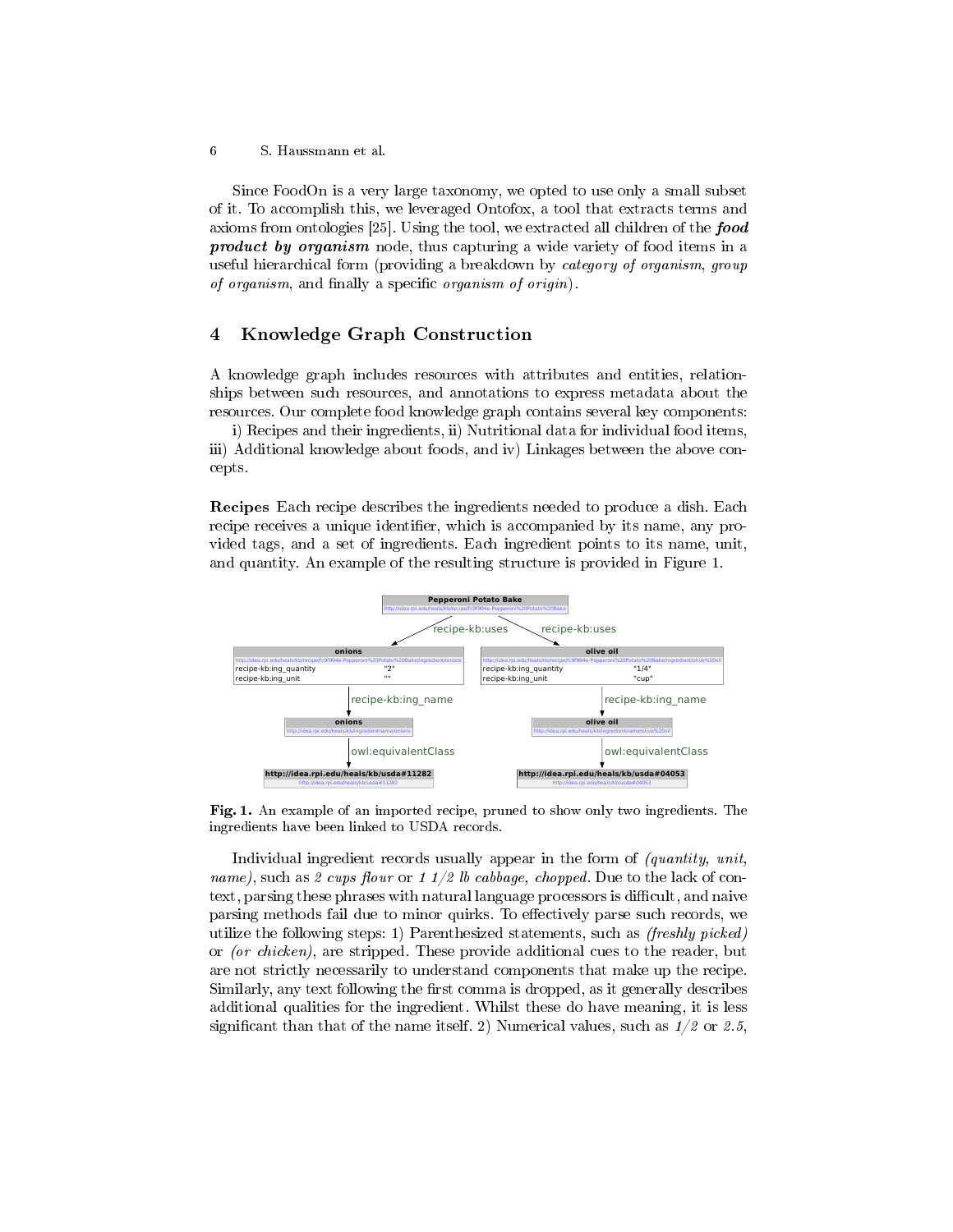Since FoodOn is a very large taxonomy, we opted to use only a small subset of it. To accomplish this, we leveraged Ontofox, a tool that extracts terms and axioms from ontologies [25]. Using the tool, we extracted all children of the ***food product by organism*** node, thus capturing a wide variety of food items in a useful hierarchical form (providing a breakdown by *category of organism*, *group of organism*, and finally a specific *organism of origin*).

## 4 Knowledge Graph Construction

A knowledge graph includes resources with attributes and entities, relationships between such resources, and annotations to express metadata about the resources. Our complete food knowledge graph contains several key components: i) Recipes and their ingredients, ii) Nutritional data for individual food items, iii) Additional knowledge about foods, and iv) Linkages between the above concepts.

**Recipes** Each recipe describes the ingredients needed to produce a dish. Each recipe receives a unique identifier, which is accompanied by its name, any provided tags, and a set of ingredients. Each ingredient points to its name, unit, and quantity. An example of the resulting structure is provided in Figure 1.

**Fig. 1.** An example of an imported recipe, pruned to show only two ingredients. The ingredients have been linked to USDA records.

Individual ingredient records usually appear in the form of *(quantity, unit, name)*, such as *2 cups flour* or *1 1/2 lb cabbage, chopped*. Due to the lack of context, parsing these phrases with natural language processors is difficult, and naive parsing methods fail due to minor quirks. To effectively parse such records, we utilize the following steps: 1) Parenthesized statements, such as *(freshly picked)* or *(or chicken)*, are stripped. These provide additional cues to the reader, but are not strictly necessarily to understand components that make up the recipe. Similarly, any text following the first comma is dropped, as it generally describes additional qualities for the ingredient. Whilst these do have meaning, it is less significant than that of the name itself. 2) Numerical values, such as *1/2* or *2.5*,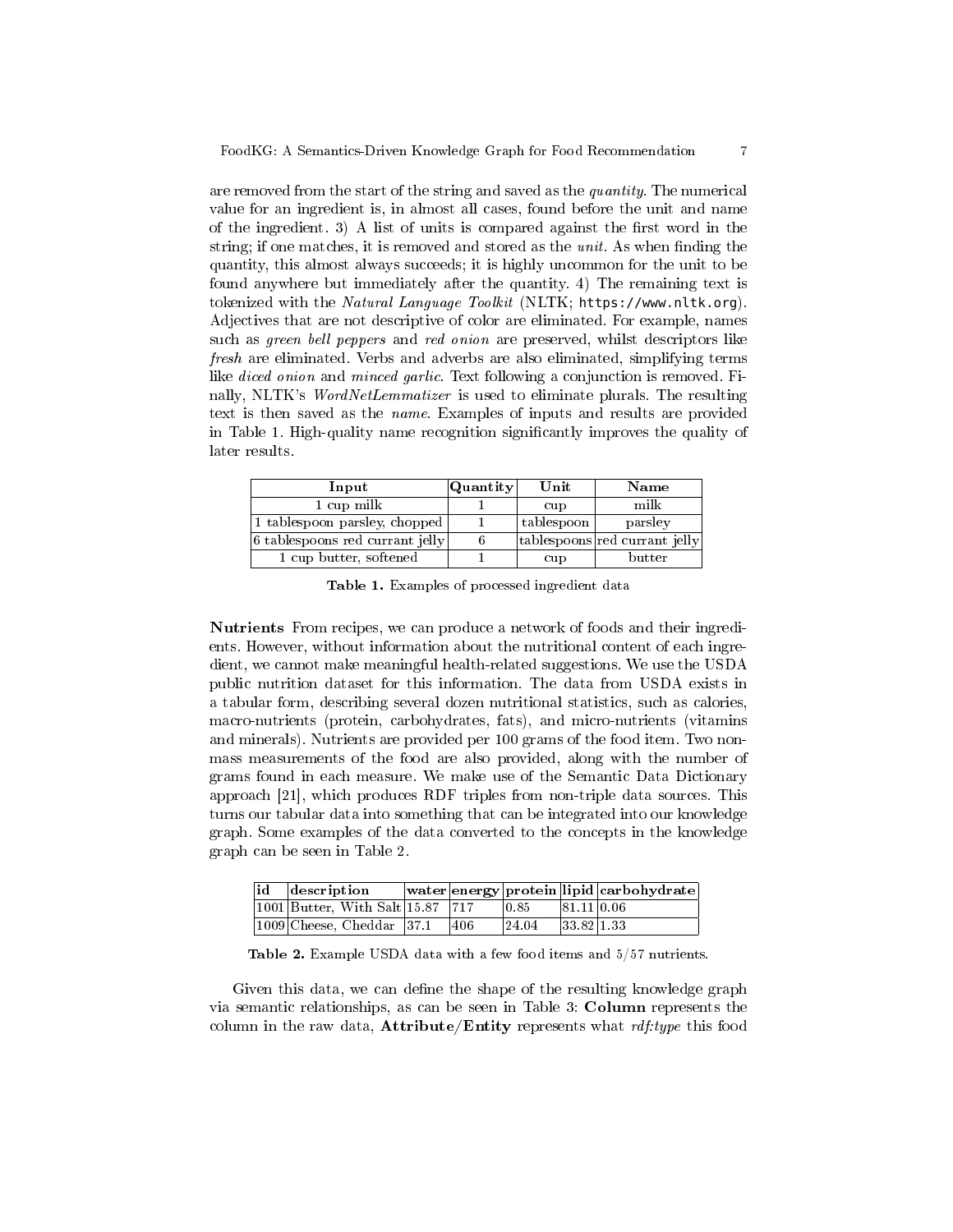are removed from the start of the string and saved as the *quantity*. The numerical value for an ingredient is, in almost all cases, found before the unit and name of the ingredient. 3) A list of units is compared against the first word in the string; if one matches, it is removed and stored as the *unit*. As when finding the quantity, this almost always succeeds; it is highly uncommon for the unit to be found anywhere but immediately after the quantity. 4) The remaining text is tokenized with the *Natural Language Toolkit* (NLTK; `https://www.nltk.org`). Adjectives that are not descriptive of color are eliminated. For example, names such as *green bell peppers* and *red onion* are preserved, whilst descriptors like *fresh* are eliminated. Verbs and adverbs are also eliminated, simplifying terms like *diced onion* and *minced garlic*. Text following a conjunction is removed. Finally, NLTK's *WordNetLemmatizer* is used to eliminate plurals. The resulting text is then saved as the *name*. Examples of inputs and results are provided in Table 1. High-quality name recognition significantly improves the quality of later results.

| Input | Quantity | Unit | Name |
|---|---|---|---|
| 1 cup milk | 1 | cup | milk |
| 1 tablespoon parsley, chopped | 1 | tablespoon | parsley |
| 6 tablespoons red currant jelly | 6 | tablespoons | red currant jelly |
| 1 cup butter, softened | 1 | cup | butter |

**Table 1.** Examples of processed ingredient data

**Nutrients** From recipes, we can produce a network of foods and their ingredients. However, without information about the nutritional content of each ingredient, we cannot make meaningful health-related suggestions. We use the USDA public nutrition dataset for this information. The data from USDA exists in a tabular form, describing several dozen nutritional statistics, such as calories, macro-nutrients (protein, carbohydrates, fats), and micro-nutrients (vitamins and minerals). Nutrients are provided per 100 grams of the food item. Two non-mass measurements of the food are also provided, along with the number of grams found in each measure. We make use of the Semantic Data Dictionary approach [21], which produces RDF triples from non-triple data sources. This turns our tabular data into something that can be integrated into our knowledge graph. Some examples of the data converted to the concepts in the knowledge graph can be seen in Table 2.

| id | description | water | energy | protein | lipid | carbohydrate |
|---|---|---|---|---|---|---|
| 1001 | Butter, With Salt | 15.87 | 717 | 0.85 | 81.11 | 0.06 |
| 1009 | Cheese, Cheddar | 37.1 | 406 | 24.04 | 33.82 | 1.33 |

**Table 2.** Example USDA data with a few food items and 5/57 nutrients.

Given this data, we can define the shape of the resulting knowledge graph via semantic relationships, as can be seen in Table 3: **Column** represents the column in the raw data, **Attribute/Entity** represents what *rdf:type* this food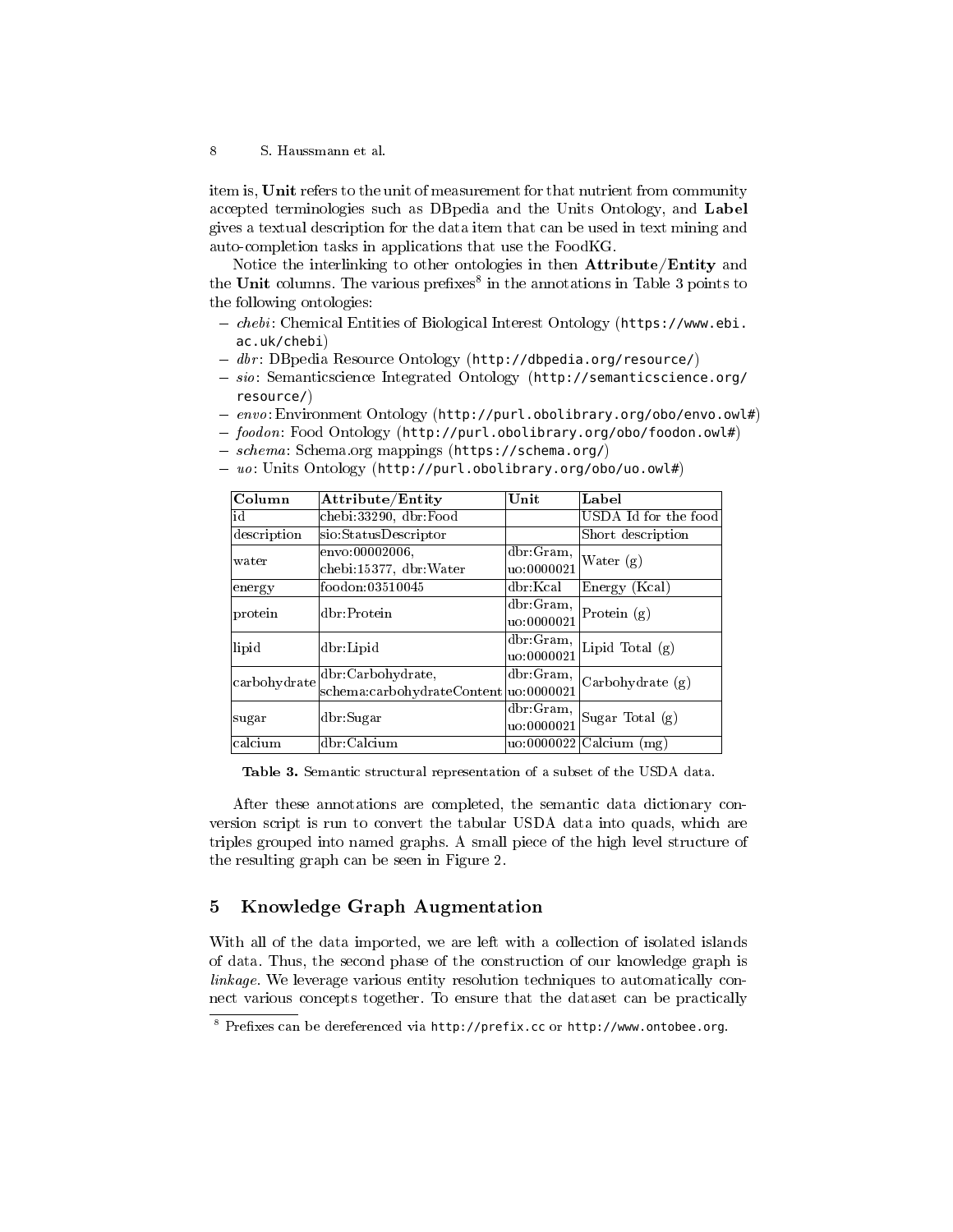item is, **Unit** refers to the unit of measurement for that nutrient from community accepted terminologies such as DBpedia and the Units Ontology, and **Label** gives a textual description for the data item that can be used in text mining and auto-completion tasks in applications that use the FoodKG.

Notice the interlinking to other ontologies in then **Attribute/Entity** and the **Unit** columns. The various prefixes[8] in the annotations in Table 3 points to the following ontologies:

- *chebi*: Chemical Entities of Biological Interest Ontology (https://www.ebi.ac.uk/chebi)
- *dbr*: DBpedia Resource Ontology (http://dbpedia.org/resource/)
- *sio*: Semanticscience Integrated Ontology (http://semanticscience.org/resource/)
- *envo*: Environment Ontology (http://purl.obolibrary.org/obo/envo.owl#)
- *foodon*: Food Ontology (http://purl.obolibrary.org/obo/foodon.owl#)
- *schema*: Schema.org mappings (https://schema.org/)
- *uo*: Units Ontology (http://purl.obolibrary.org/obo/uo.owl#)

| Column | Attribute/Entity | Unit | Label |
|---|---|---|---|
| id | chebi:33290, dbr:Food | | USDA Id for the food |
| description | sio:StatusDescriptor | | Short description |
| water | envo:00002006, chebi:15377, dbr:Water | dbr:Gram, uo:0000021 | Water (g) |
| energy | foodon:03510045 | dbr:Kcal | Energy (Kcal) |
| protein | dbr:Protein | dbr:Gram, uo:0000021 | Protein (g) |
| lipid | dbr:Lipid | dbr:Gram, uo:0000021 | Lipid Total (g) |
| carbohydrate | dbr:Carbohydrate, schema:carbohydrateContent | dbr:Gram, uo:0000021 | Carbohydrate (g) |
| sugar | dbr:Sugar | dbr:Gram, uo:0000021 | Sugar Total (g) |
| calcium | dbr:Calcium | uo:0000022 | Calcium (mg) |

**Table 3.** Semantic structural representation of a subset of the USDA data.

After these annotations are completed, the semantic data dictionary conversion script is run to convert the tabular USDA data into quads, which are triples grouped into named graphs. A small piece of the high level structure of the resulting graph can be seen in Figure 2.

## 5 Knowledge Graph Augmentation

With all of the data imported, we are left with a collection of isolated islands of data. Thus, the second phase of the construction of our knowledge graph is *linkage*. We leverage various entity resolution techniques to automatically connect various concepts together. To ensure that the dataset can be practically

[8] Prefixes can be dereferenced via http://prefix.cc or http://www.ontobee.org.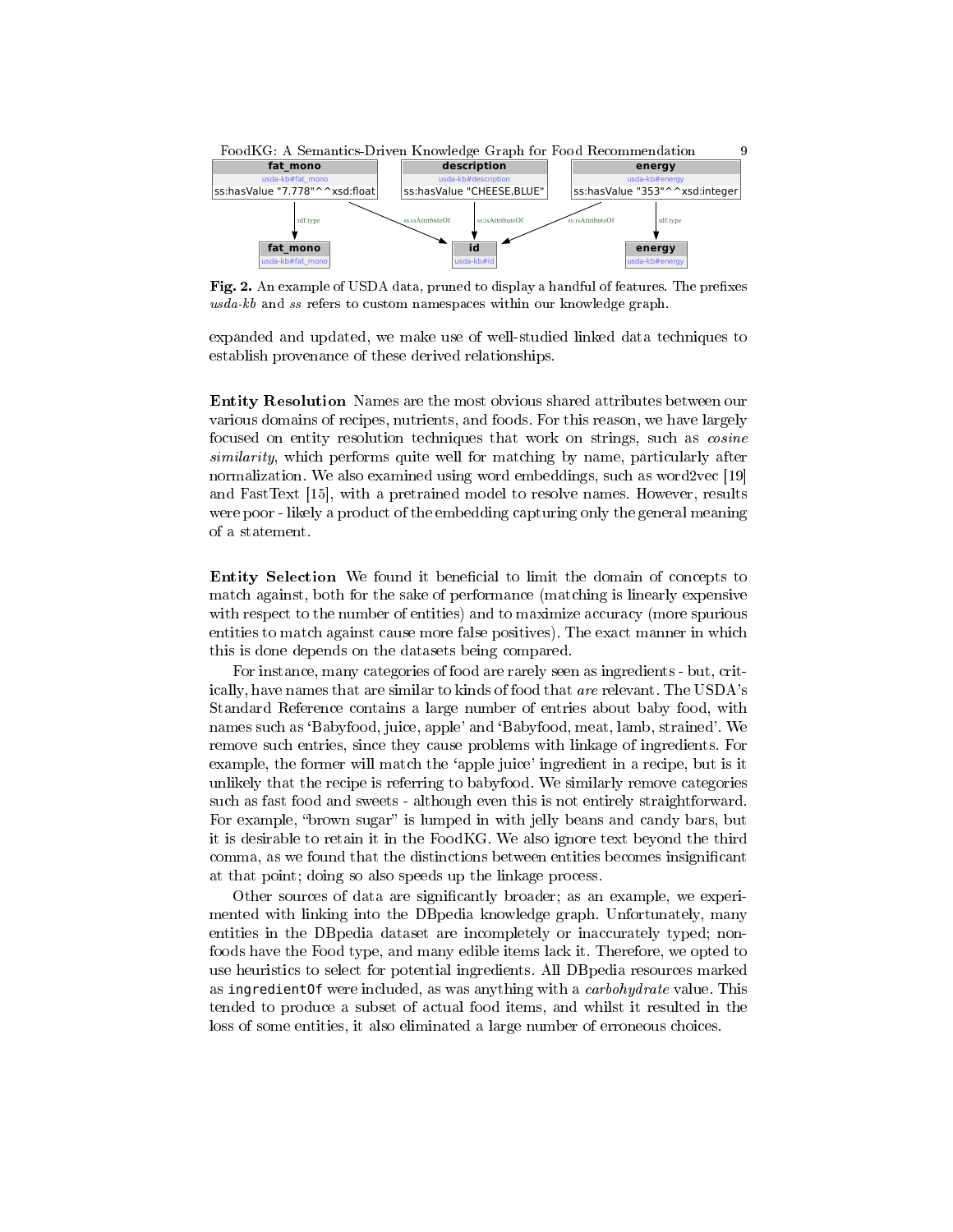fat_mono
usda-kb#fat_mono
ss:hasValue "7.778"^^xsd:float

description
usda-kb#description
ss:hasValue "CHEESE,BLUE"

energy
usda-kb#energy
ss:hasValue "353"^^xsd:integer

rdf:type

ss:isAttributeOf

ss:isAttributeOf

ss:isAttributeOf

rdf:type

fat_mono
usda-kb#fat_mono

id
usda-kb#id

energy
usda-kb#energy

**Fig. 2.** An example of USDA data, pruned to display a handful of features. The prefixes *usda-kb* and *ss* refers to custom namespaces within our knowledge graph.

expanded and updated, we make use of well-studied linked data techniques to establish provenance of these derived relationships.

**Entity Resolution** Names are the most obvious shared attributes between our various domains of recipes, nutrients, and foods. For this reason, we have largely focused on entity resolution techniques that work on strings, such as *cosine similarity*, which performs quite well for matching by name, particularly after normalization. We also examined using word embeddings, such as word2vec [19] and FastText [15], with a pretrained model to resolve names. However, results were poor - likely a product of the embedding capturing only the general meaning of a statement.

**Entity Selection** We found it beneficial to limit the domain of concepts to match against, both for the sake of performance (matching is linearly expensive with respect to the number of entities) and to maximize accuracy (more spurious entities to match against cause more false positives). The exact manner in which this is done depends on the datasets being compared.

For instance, many categories of food are rarely seen as ingredients - but, critically, have names that are similar to kinds of food that *are* relevant. The USDA's Standard Reference contains a large number of entries about baby food, with names such as 'Babyfood, juice, apple' and 'Babyfood, meat, lamb, strained'. We remove such entries, since they cause problems with linkage of ingredients. For example, the former will match the 'apple juice' ingredient in a recipe, but is it unlikely that the recipe is referring to babyfood. We similarly remove categories such as fast food and sweets - although even this is not entirely straightforward. For example, "brown sugar" is lumped in with jelly beans and candy bars, but it is desirable to retain it in the FoodKG. We also ignore text beyond the third comma, as we found that the distinctions between entities becomes insignificant at that point; doing so also speeds up the linkage process.

Other sources of data are significantly broader; as an example, we experimented with linking into the DBpedia knowledge graph. Unfortunately, many entities in the DBpedia dataset are incompletely or inaccurately typed; non-foods have the Food type, and many edible items lack it. Therefore, we opted to use heuristics to select for potential ingredients. All DBpedia resources marked as `ingredientOf` were included, as was anything with a *carbohydrate* value. This tended to produce a subset of actual food items, and whilst it resulted in the loss of some entities, it also eliminated a large number of erroneous choices.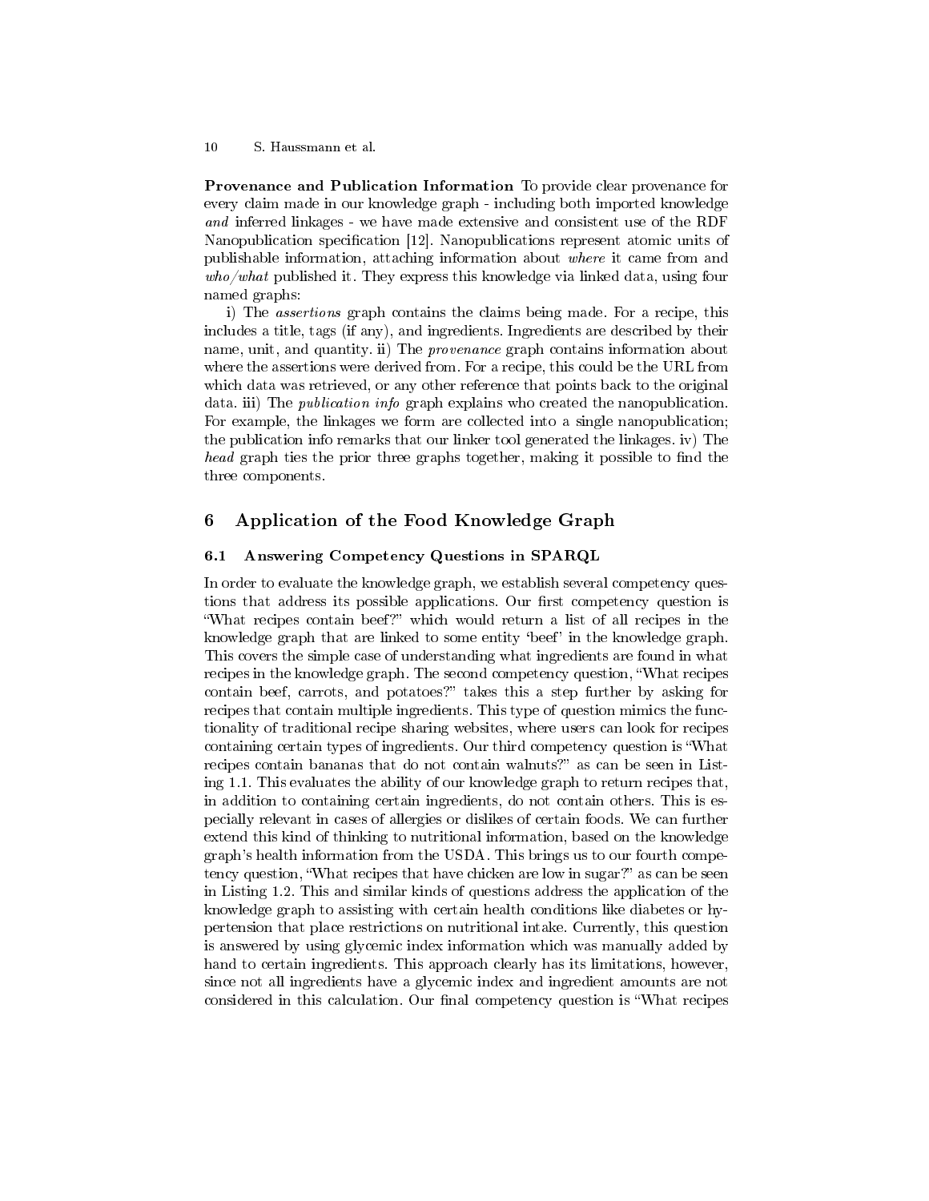**Provenance and Publication Information** To provide clear provenance for every claim made in our knowledge graph - including both imported knowledge *and* inferred linkages - we have made extensive and consistent use of the RDF Nanopublication specification [12]. Nanopublications represent atomic units of publishable information, attaching information about *where* it came from and *who/what* published it. They express this knowledge via linked data, using four named graphs:

i) The *assertions* graph contains the claims being made. For a recipe, this includes a title, tags (if any), and ingredients. Ingredients are described by their name, unit, and quantity. ii) The *provenance* graph contains information about where the assertions were derived from. For a recipe, this could be the URL from which data was retrieved, or any other reference that points back to the original data. iii) The *publication info* graph explains who created the nanopublication. For example, the linkages we form are collected into a single nanopublication; the publication info remarks that our linker tool generated the linkages. iv) The *head* graph ties the prior three graphs together, making it possible to find the three components.

## 6 Application of the Food Knowledge Graph

### 6.1 Answering Competency Questions in SPARQL

In order to evaluate the knowledge graph, we establish several competency questions that address its possible applications. Our first competency question is "What recipes contain beef?" which would return a list of all recipes in the knowledge graph that are linked to some entity 'beef' in the knowledge graph. This covers the simple case of understanding what ingredients are found in what recipes in the knowledge graph. The second competency question, "What recipes contain beef, carrots, and potatoes?" takes this a step further by asking for recipes that contain multiple ingredients. This type of question mimics the functionality of traditional recipe sharing websites, where users can look for recipes containing certain types of ingredients. Our third competency question is "What recipes contain bananas that do not contain walnuts?" as can be seen in Listing 1.1. This evaluates the ability of our knowledge graph to return recipes that, in addition to containing certain ingredients, do not contain others. This is especially relevant in cases of allergies or dislikes of certain foods. We can further extend this kind of thinking to nutritional information, based on the knowledge graph's health information from the USDA. This brings us to our fourth competency question, "What recipes that have chicken are low in sugar?" as can be seen in Listing 1.2. This and similar kinds of questions address the application of the knowledge graph to assisting with certain health conditions like diabetes or hypertension that place restrictions on nutritional intake. Currently, this question is answered by using glycemic index information which was manually added by hand to certain ingredients. This approach clearly has its limitations, however, since not all ingredients have a glycemic index and ingredient amounts are not considered in this calculation. Our final competency question is "What recipes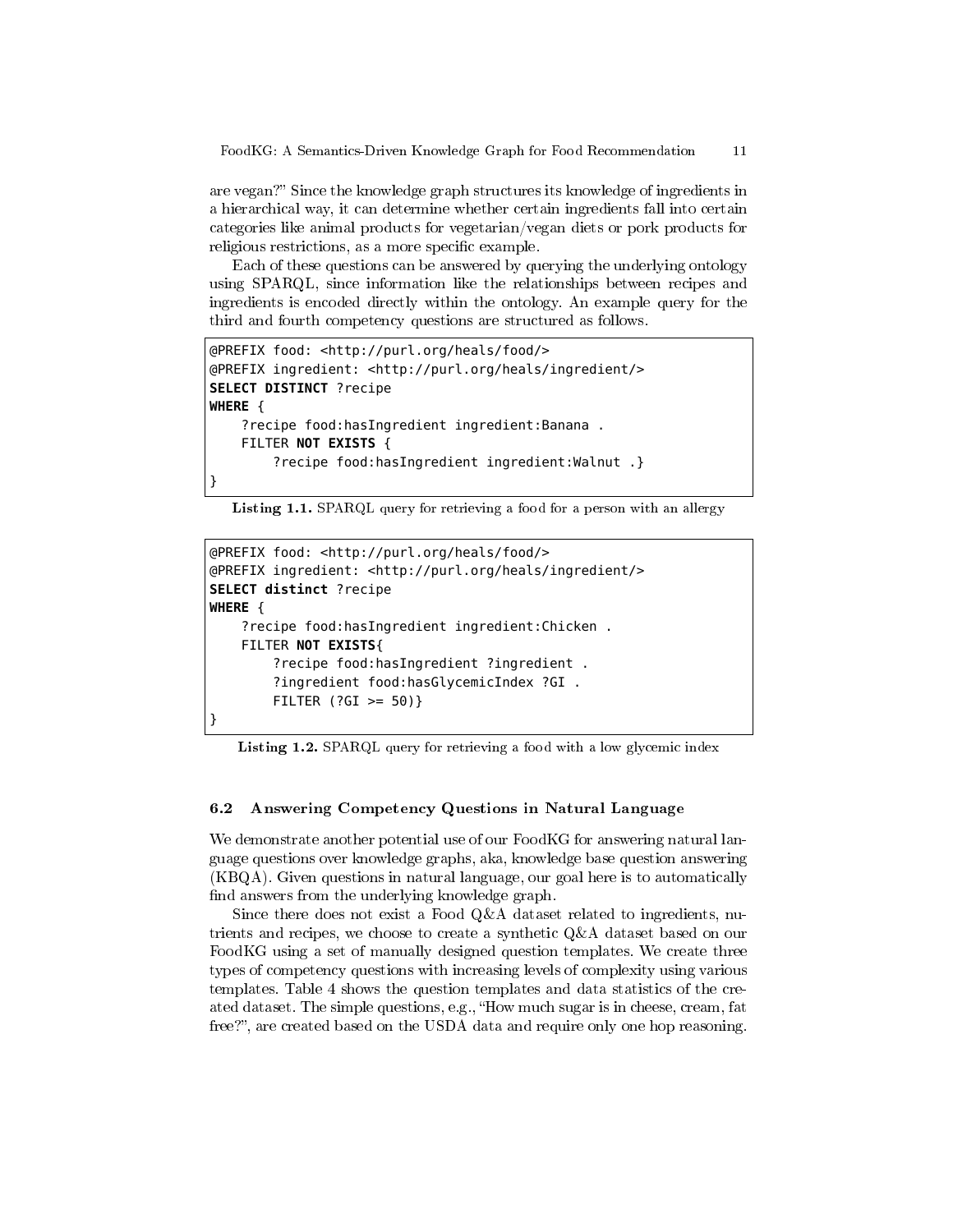are vegan?" Since the knowledge graph structures its knowledge of ingredients in a hierarchical way, it can determine whether certain ingredients fall into certain categories like animal products for vegetarian/vegan diets or pork products for religious restrictions, as a more specific example.

Each of these questions can be answered by querying the underlying ontology using SPARQL, since information like the relationships between recipes and ingredients is encoded directly within the ontology. An example query for the third and fourth competency questions are structured as follows.

```
@PREFIX food: <http://purl.org/heals/food/>
@PREFIX ingredient: <http://purl.org/heals/ingredient/>
SELECT DISTINCT ?recipe
WHERE {
    ?recipe food:hasIngredient ingredient:Banana .
    FILTER NOT EXISTS {
        ?recipe food:hasIngredient ingredient:Walnut .}
}
```

**Listing 1.1.** SPARQL query for retrieving a food for a person with an allergy

```
@PREFIX food: <http://purl.org/heals/food/>
@PREFIX ingredient: <http://purl.org/heals/ingredient/>
SELECT distinct ?recipe
WHERE {
    ?recipe food:hasIngredient ingredient:Chicken .
    FILTER NOT EXISTS{
        ?recipe food:hasIngredient ?ingredient .
        ?ingredient food:hasGlycemicIndex ?GI .
        FILTER (?GI >= 50)}
}
```

**Listing 1.2.** SPARQL query for retrieving a food with a low glycemic index

### 6.2 Answering Competency Questions in Natural Language

We demonstrate another potential use of our FoodKG for answering natural language questions over knowledge graphs, aka, knowledge base question answering (KBQA). Given questions in natural language, our goal here is to automatically find answers from the underlying knowledge graph.

Since there does not exist a Food Q&A dataset related to ingredients, nutrients and recipes, we choose to create a synthetic Q&A dataset based on our FoodKG using a set of manually designed question templates. We create three types of competency questions with increasing levels of complexity using various templates. Table 4 shows the question templates and data statistics of the created dataset. The simple questions, e.g., "How much sugar is in cheese, cream, fat free?", are created based on the USDA data and require only one hop reasoning.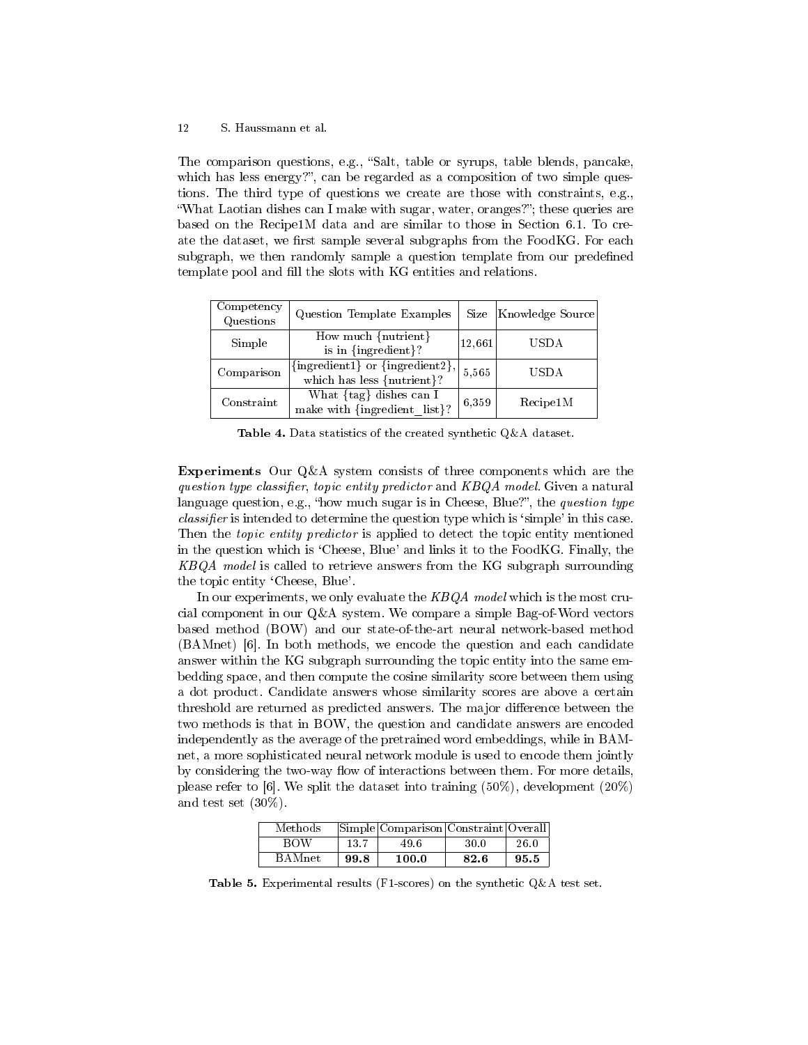The comparison questions, e.g., "Salt, table or syrups, table blends, pancake, which has less energy?", can be regarded as a composition of two simple questions. The third type of questions we create are those with constraints, e.g., "What Laotian dishes can I make with sugar, water, oranges?"; these queries are based on the Recipe1M data and are similar to those in Section 6.1. To create the dataset, we first sample several subgraphs from the FoodKG. For each subgraph, we then randomly sample a question template from our predefined template pool and fill the slots with KG entities and relations.

| Competency Questions | Question Template Examples | Size | Knowledge Source |
|---|---|---|---|
| Simple | How much {nutrient} is in {ingredient}? | 12,661 | USDA |
| Comparison | {ingredient1} or {ingredient2}, which has less {nutrient}? | 5,565 | USDA |
| Constraint | What {tag} dishes can I make with {ingredient_list}? | 6,359 | Recipe1M |

**Table 4.** Data statistics of the created synthetic Q&A dataset.

**Experiments** Our Q&A system consists of three components which are the *question type classifier*, *topic entity predictor* and *KBQA model*. Given a natural language question, e.g., "how much sugar is in Cheese, Blue?", the *question type classifier* is intended to determine the question type which is 'simple' in this case. Then the *topic entity predictor* is applied to detect the topic entity mentioned in the question which is 'Cheese, Blue' and links it to the FoodKG. Finally, the *KBQA model* is called to retrieve answers from the KG subgraph surrounding the topic entity 'Cheese, Blue'.

In our experiments, we only evaluate the *KBQA model* which is the most crucial component in our Q&A system. We compare a simple Bag-of-Word vectors based method (BOW) and our state-of-the-art neural network-based method (BAMnet) [6]. In both methods, we encode the question and each candidate answer within the KG subgraph surrounding the topic entity into the same embedding space, and then compute the cosine similarity score between them using a dot product. Candidate answers whose similarity scores are above a certain threshold are returned as predicted answers. The major difference between the two methods is that in BOW, the question and candidate answers are encoded independently as the average of the pretrained word embeddings, while in BAMnet, a more sophisticated neural network module is used to encode them jointly by considering the two-way flow of interactions between them. For more details, please refer to [6]. We split the dataset into training (50%), development (20%) and test set (30%).

| Methods | Simple | Comparison | Constraint | Overall |
|---|---|---|---|---|
| BOW | 13.7 | 49.6 | 30.0 | 26.0 |
| BAMnet | **99.8** | **100.0** | **82.6** | **95.5** |

**Table 5.** Experimental results (F1-scores) on the synthetic Q&A test set.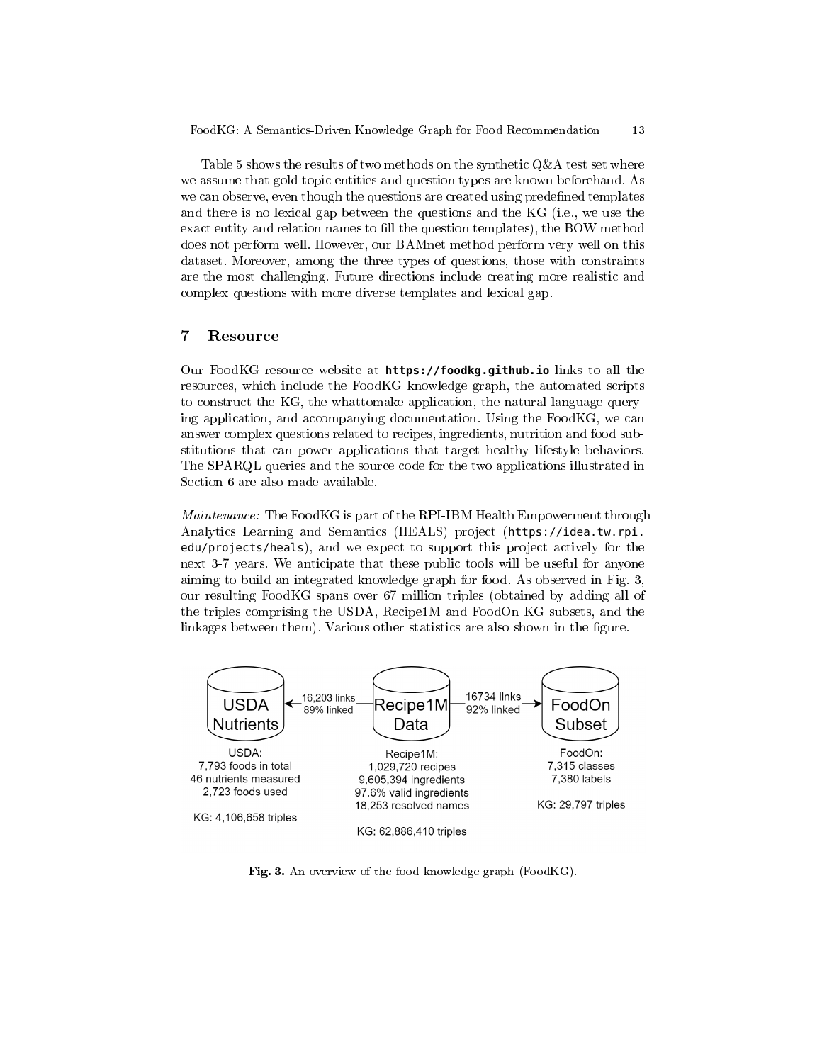Table 5 shows the results of two methods on the synthetic Q&A test set where we assume that gold topic entities and question types are known beforehand. As we can observe, even though the questions are created using predefined templates and there is no lexical gap between the questions and the KG (i.e., we use the exact entity and relation names to fill the question templates), the BOW method does not perform well. However, our BAMnet method perform very well on this dataset. Moreover, among the three types of questions, those with constraints are the most challenging. Future directions include creating more realistic and complex questions with more diverse templates and lexical gap.

## 7 Resource

Our FoodKG resource website at **https://foodkg.github.io** links to all the resources, which include the FoodKG knowledge graph, the automated scripts to construct the KG, the whattomake application, the natural language querying application, and accompanying documentation. Using the FoodKG, we can answer complex questions related to recipes, ingredients, nutrition and food substitutions that can power applications that target healthy lifestyle behaviors. The SPARQL queries and the source code for the two applications illustrated in Section 6 are also made available.

*Maintenance:* The FoodKG is part of the RPI-IBM Health Empowerment through Analytics Learning and Semantics (HEALS) project (https://idea.tw.rpi.edu/projects/heals), and we expect to support this project actively for the next 3-7 years. We anticipate that these public tools will be useful for anyone aiming to build an integrated knowledge graph for food. As observed in Fig. 3, our resulting FoodKG spans over 67 million triples (obtained by adding all of the triples comprising the USDA, Recipe1M and FoodOn KG subsets, and the linkages between them). Various other statistics are also shown in the figure.

USDA Nutrients ← 16,203 links, 89% linked — Recipe1M Data — 16734 links, 92% linked → FoodOn Subset

USDA: 7,793 foods in total; 46 nutrients measured; 2,723 foods used; KG: 4,106,658 triples

Recipe1M: 1,029,720 recipes; 9,605,394 ingredients; 97.6% valid ingredients; 18,253 resolved names; KG: 62,886,410 triples

FoodOn: 7,315 classes; 7,380 labels; KG: 29,797 triples

**Fig. 3.** An overview of the food knowledge graph (FoodKG).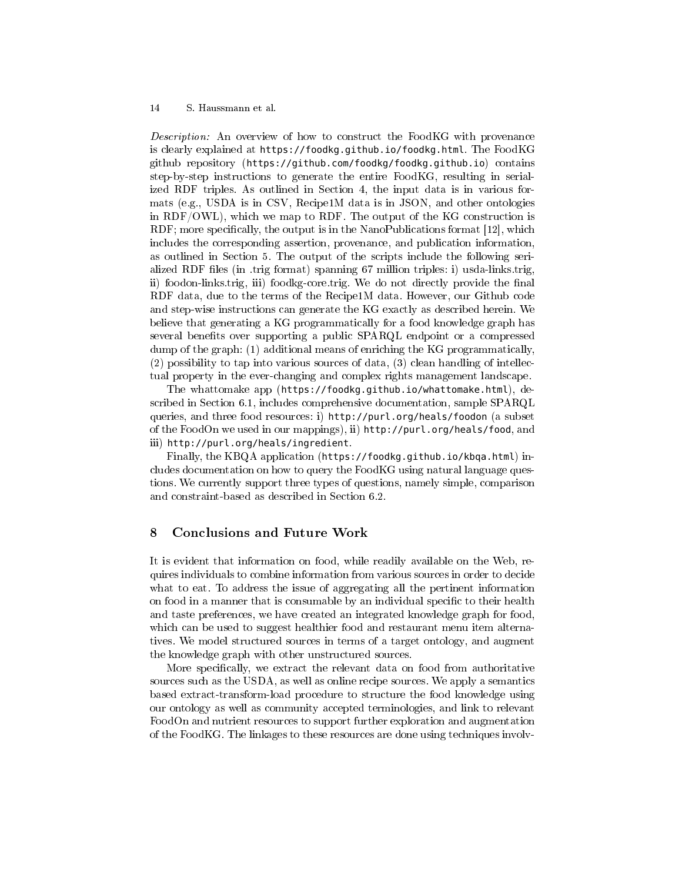*Description:* An overview of how to construct the FoodKG with provenance is clearly explained at `https://foodkg.github.io/foodkg.html`. The FoodKG github repository (`https://github.com/foodkg/foodkg.github.io`) contains step-by-step instructions to generate the entire FoodKG, resulting in serialized RDF triples. As outlined in Section 4, the input data is in various formats (e.g., USDA is in CSV, Recipe1M data is in JSON, and other ontologies in RDF/OWL), which we map to RDF. The output of the KG construction is RDF; more specifically, the output is in the NanoPublications format [12], which includes the corresponding assertion, provenance, and publication information, as outlined in Section 5. The output of the scripts include the following serialized RDF files (in .trig format) spanning 67 million triples: i) usda-links.trig, ii) foodon-links.trig, iii) foodkg-core.trig. We do not directly provide the final RDF data, due to the terms of the Recipe1M data. However, our Github code and step-wise instructions can generate the KG exactly as described herein. We believe that generating a KG programmatically for a food knowledge graph has several benefits over supporting a public SPARQL endpoint or a compressed dump of the graph: (1) additional means of enriching the KG programmatically, (2) possibility to tap into various sources of data, (3) clean handling of intellectual property in the ever-changing and complex rights management landscape.

The whattomake app (`https://foodkg.github.io/whattomake.html`), described in Section 6.1, includes comprehensive documentation, sample SPARQL queries, and three food resources: i) `http://purl.org/heals/foodon` (a subset of the FoodOn we used in our mappings), ii) `http://purl.org/heals/food`, and iii) `http://purl.org/heals/ingredient`.

Finally, the KBQA application (`https://foodkg.github.io/kbqa.html`) includes documentation on how to query the FoodKG using natural language questions. We currently support three types of questions, namely simple, comparison and constraint-based as described in Section 6.2.

## 8 Conclusions and Future Work

It is evident that information on food, while readily available on the Web, requires individuals to combine information from various sources in order to decide what to eat. To address the issue of aggregating all the pertinent information on food in a manner that is consumable by an individual specific to their health and taste preferences, we have created an integrated knowledge graph for food, which can be used to suggest healthier food and restaurant menu item alternatives. We model structured sources in terms of a target ontology, and augment the knowledge graph with other unstructured sources.

More specifically, we extract the relevant data on food from authoritative sources such as the USDA, as well as online recipe sources. We apply a semantics based extract-transform-load procedure to structure the food knowledge using our ontology as well as community accepted terminologies, and link to relevant FoodOn and nutrient resources to support further exploration and augmentation of the FoodKG. The linkages to these resources are done using techniques involv-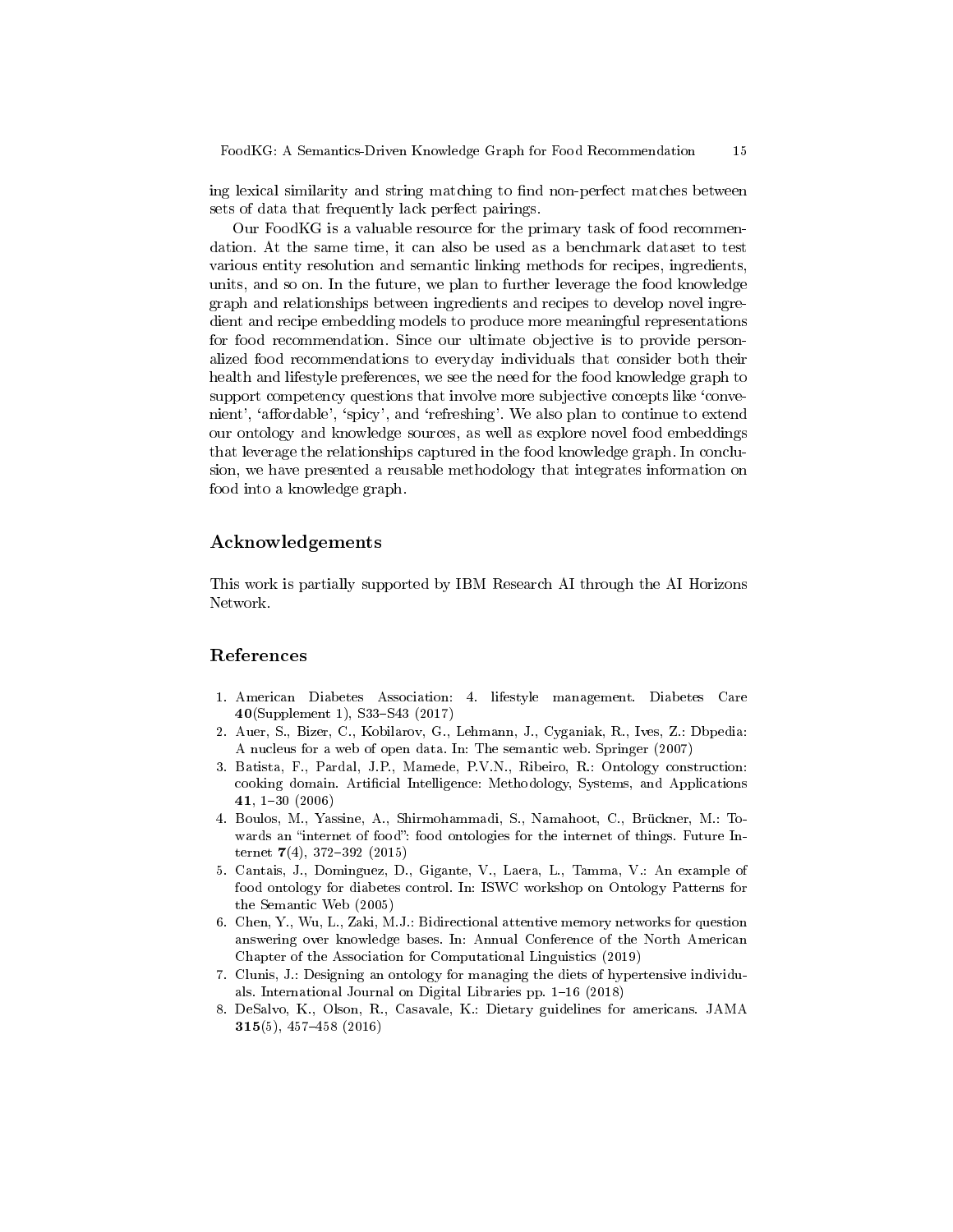ing lexical similarity and string matching to find non-perfect matches between sets of data that frequently lack perfect pairings.

Our FoodKG is a valuable resource for the primary task of food recommendation. At the same time, it can also be used as a benchmark dataset to test various entity resolution and semantic linking methods for recipes, ingredients, units, and so on. In the future, we plan to further leverage the food knowledge graph and relationships between ingredients and recipes to develop novel ingredient and recipe embedding models to produce more meaningful representations for food recommendation. Since our ultimate objective is to provide personalized food recommendations to everyday individuals that consider both their health and lifestyle preferences, we see the need for the food knowledge graph to support competency questions that involve more subjective concepts like 'convenient', 'affordable', 'spicy', and 'refreshing'. We also plan to continue to extend our ontology and knowledge sources, as well as explore novel food embeddings that leverage the relationships captured in the food knowledge graph. In conclusion, we have presented a reusable methodology that integrates information on food into a knowledge graph.

## Acknowledgements

This work is partially supported by IBM Research AI through the AI Horizons Network.

## References

1. American Diabetes Association: 4. lifestyle management. Diabetes Care **40**(Supplement 1), S33–S43 (2017)
2. Auer, S., Bizer, C., Kobilarov, G., Lehmann, J., Cyganiak, R., Ives, Z.: Dbpedia: A nucleus for a web of open data. In: The semantic web. Springer (2007)
3. Batista, F., Pardal, J.P., Mamede, P.V.N., Ribeiro, R.: Ontology construction: cooking domain. Artificial Intelligence: Methodology, Systems, and Applications **41**, 1–30 (2006)
4. Boulos, M., Yassine, A., Shirmohammadi, S., Namahoot, C., Brückner, M.: Towards an "internet of food": food ontologies for the internet of things. Future Internet **7**(4), 372–392 (2015)
5. Cantais, J., Dominguez, D., Gigante, V., Laera, L., Tamma, V.: An example of food ontology for diabetes control. In: ISWC workshop on Ontology Patterns for the Semantic Web (2005)
6. Chen, Y., Wu, L., Zaki, M.J.: Bidirectional attentive memory networks for question answering over knowledge bases. In: Annual Conference of the North American Chapter of the Association for Computational Linguistics (2019)
7. Clunis, J.: Designing an ontology for managing the diets of hypertensive individuals. International Journal on Digital Libraries pp. 1–16 (2018)
8. DeSalvo, K., Olson, R., Casavale, K.: Dietary guidelines for americans. JAMA **315**(5), 457–458 (2016)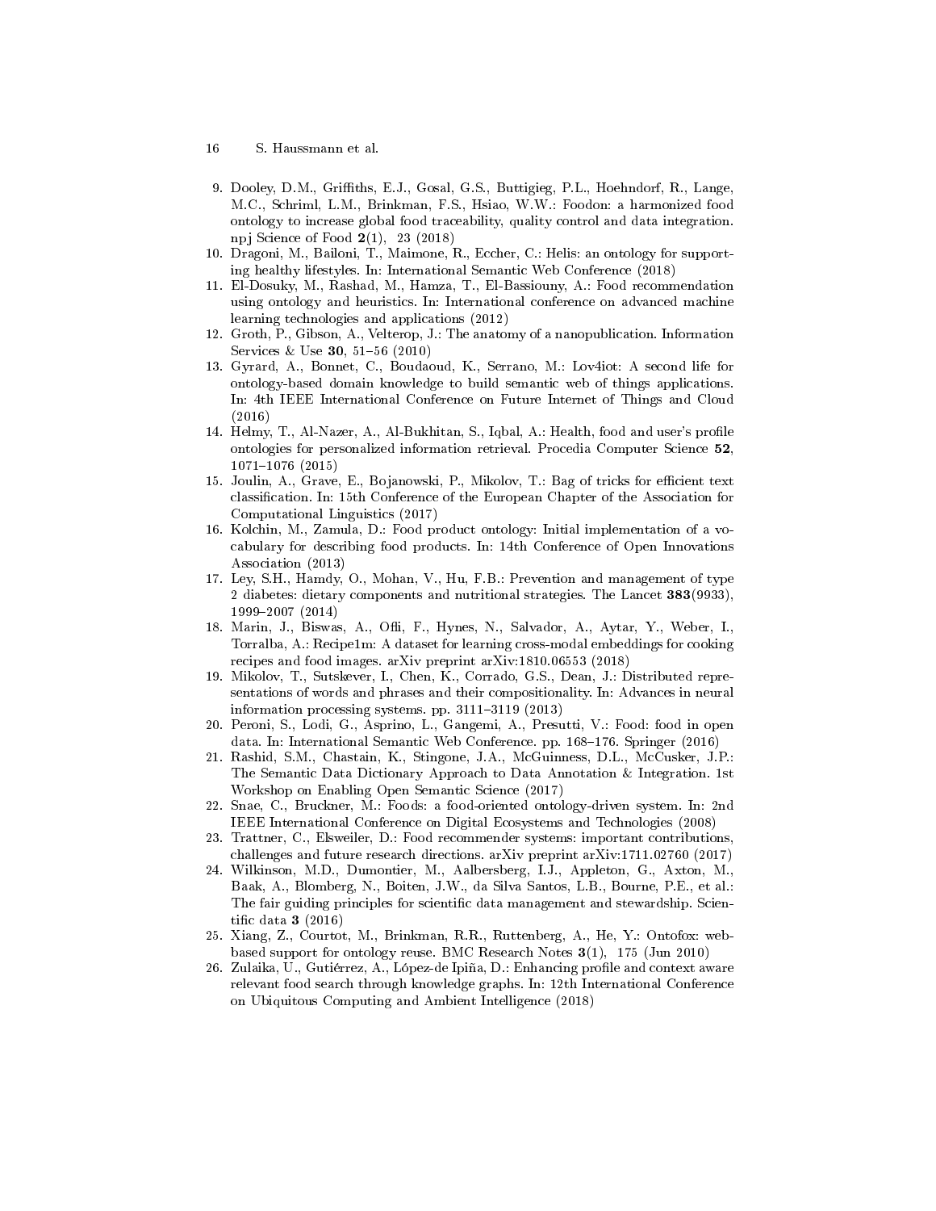9. Dooley, D.M., Griffiths, E.J., Gosal, G.S., Buttigieg, P.L., Hoehndorf, R., Lange, M.C., Schriml, L.M., Brinkman, F.S., Hsiao, W.W.: Foodon: a harmonized food ontology to increase global food traceability, quality control and data integration. npj Science of Food **2**(1), 23 (2018)
10. Dragoni, M., Bailoni, T., Maimone, R., Eccher, C.: Helis: an ontology for supporting healthy lifestyles. In: International Semantic Web Conference (2018)
11. El-Dosuky, M., Rashad, M., Hamza, T., El-Bassiouny, A.: Food recommendation using ontology and heuristics. In: International conference on advanced machine learning technologies and applications (2012)
12. Groth, P., Gibson, A., Velterop, J.: The anatomy of a nanopublication. Information Services & Use **30**, 51–56 (2010)
13. Gyrard, A., Bonnet, C., Boudaoud, K., Serrano, M.: Lov4iot: A second life for ontology-based domain knowledge to build semantic web of things applications. In: 4th IEEE International Conference on Future Internet of Things and Cloud (2016)
14. Helmy, T., Al-Nazer, A., Al-Bukhitan, S., Iqbal, A.: Health, food and user's profile ontologies for personalized information retrieval. Procedia Computer Science **52**, 1071–1076 (2015)
15. Joulin, A., Grave, E., Bojanowski, P., Mikolov, T.: Bag of tricks for efficient text classification. In: 15th Conference of the European Chapter of the Association for Computational Linguistics (2017)
16. Kolchin, M., Zamula, D.: Food product ontology: Initial implementation of a vocabulary for describing food products. In: 14th Conference of Open Innovations Association (2013)
17. Ley, S.H., Hamdy, O., Mohan, V., Hu, F.B.: Prevention and management of type 2 diabetes: dietary components and nutritional strategies. The Lancet **383**(9933), 1999–2007 (2014)
18. Marin, J., Biswas, A., Ofli, F., Hynes, N., Salvador, A., Aytar, Y., Weber, I., Torralba, A.: Recipe1m: A dataset for learning cross-modal embeddings for cooking recipes and food images. arXiv preprint arXiv:1810.06553 (2018)
19. Mikolov, T., Sutskever, I., Chen, K., Corrado, G.S., Dean, J.: Distributed representations of words and phrases and their compositionality. In: Advances in neural information processing systems. pp. 3111–3119 (2013)
20. Peroni, S., Lodi, G., Asprino, L., Gangemi, A., Presutti, V.: Food: food in open data. In: International Semantic Web Conference. pp. 168–176. Springer (2016)
21. Rashid, S.M., Chastain, K., Stingone, J.A., McGuinness, D.L., McCusker, J.P.: The Semantic Data Dictionary Approach to Data Annotation & Integration. 1st Workshop on Enabling Open Semantic Science (2017)
22. Snae, C., Bruckner, M.: Foods: a food-oriented ontology-driven system. In: 2nd IEEE International Conference on Digital Ecosystems and Technologies (2008)
23. Trattner, C., Elsweiler, D.: Food recommender systems: important contributions, challenges and future research directions. arXiv preprint arXiv:1711.02760 (2017)
24. Wilkinson, M.D., Dumontier, M., Aalbersberg, I.J., Appleton, G., Axton, M., Baak, A., Blomberg, N., Boiten, J.W., da Silva Santos, L.B., Bourne, P.E., et al.: The fair guiding principles for scientific data management and stewardship. Scientific data **3** (2016)
25. Xiang, Z., Courtot, M., Brinkman, R.R., Ruttenberg, A., He, Y.: Ontofox: web-based support for ontology reuse. BMC Research Notes **3**(1), 175 (Jun 2010)
26. Zulaika, U., Gutiérrez, A., López-de Ipiña, D.: Enhancing profile and context aware relevant food search through knowledge graphs. In: 12th International Conference on Ubiquitous Computing and Ambient Intelligence (2018)